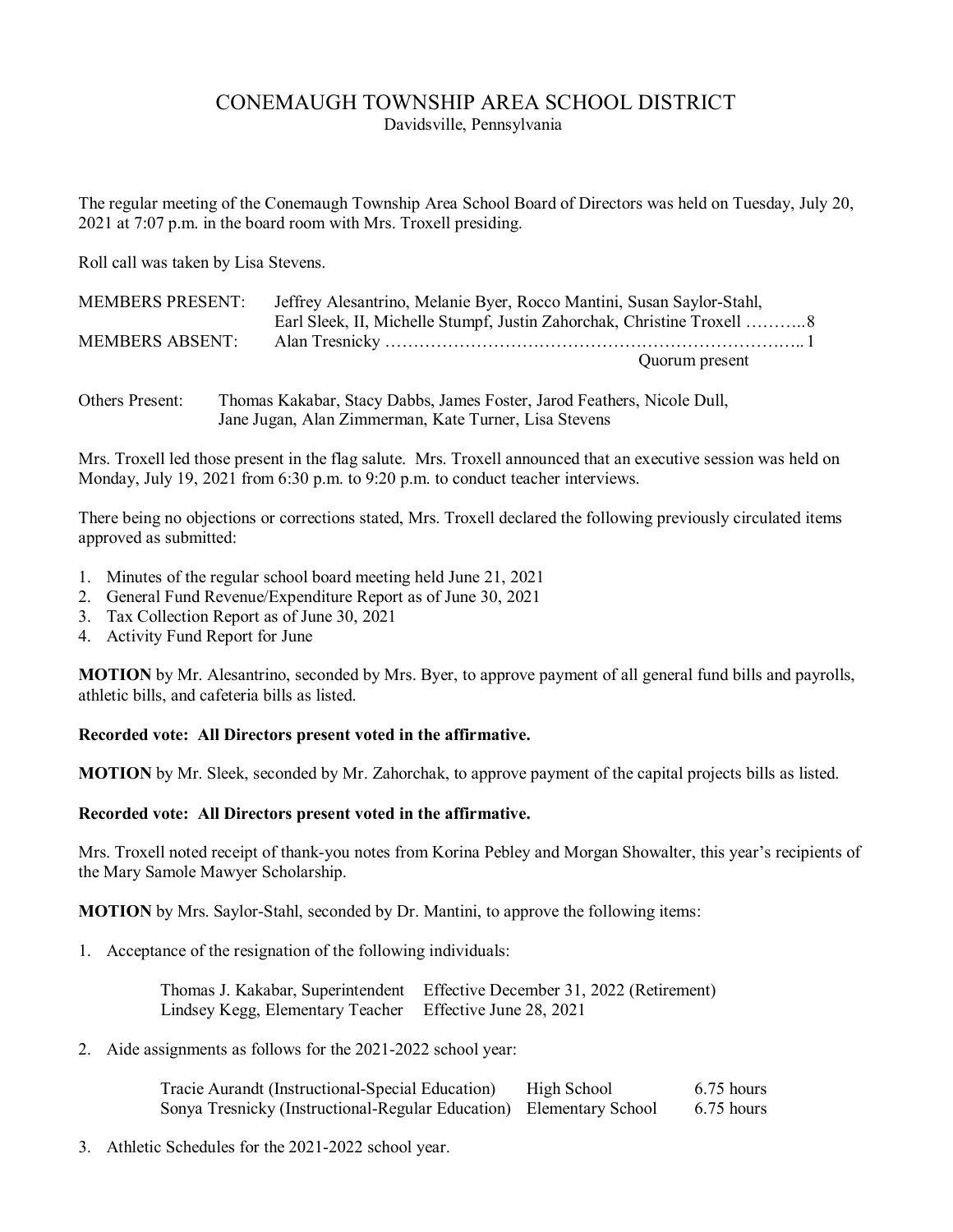# CONEMAUGH TOWNSHIP AREA SCHOOL DISTRICT

Davidsville, Pennsylvania

The regular meeting of the Conemaugh Township Area School Board of Directors was held on Tuesday, July 20, 2021 at 7:07 p.m. in the board room with Mrs. Troxell presiding.

Roll call was taken by Lisa Stevens.

| | | |
|---|---|---|
| MEMBERS PRESENT: | Jeffrey Alesantrino, Melanie Byer, Rocco Mantini, Susan Saylor-Stahl, Earl Sleek, II, Michelle Stumpf, Justin Zahorchak, Christine Troxell | 8 |
| MEMBERS ABSENT: | Alan Tresnicky | 1 |
| | Quorum present | |

Others Present: Thomas Kakabar, Stacy Dabbs, James Foster, Jarod Feathers, Nicole Dull, Jane Jugan, Alan Zimmerman, Kate Turner, Lisa Stevens

Mrs. Troxell led those present in the flag salute. Mrs. Troxell announced that an executive session was held on Monday, July 19, 2021 from 6:30 p.m. to 9:20 p.m. to conduct teacher interviews.

There being no objections or corrections stated, Mrs. Troxell declared the following previously circulated items approved as submitted:

1. Minutes of the regular school board meeting held June 21, 2021
2. General Fund Revenue/Expenditure Report as of June 30, 2021
3. Tax Collection Report as of June 30, 2021
4. Activity Fund Report for June

**MOTION** by Mr. Alesantrino, seconded by Mrs. Byer, to approve payment of all general fund bills and payrolls, athletic bills, and cafeteria bills as listed.

**Recorded vote: All Directors present voted in the affirmative.**

**MOTION** by Mr. Sleek, seconded by Mr. Zahorchak, to approve payment of the capital projects bills as listed.

**Recorded vote: All Directors present voted in the affirmative.**

Mrs. Troxell noted receipt of thank-you notes from Korina Pebley and Morgan Showalter, this year's recipients of the Mary Samole Mawyer Scholarship.

**MOTION** by Mrs. Saylor-Stahl, seconded by Dr. Mantini, to approve the following items:

1. Acceptance of the resignation of the following individuals:

| | |
|---|---|
| Thomas J. Kakabar, Superintendent | Effective December 31, 2022 (Retirement) |
| Lindsey Kegg, Elementary Teacher | Effective June 28, 2021 |

2. Aide assignments as follows for the 2021-2022 school year:

| | | |
|---|---|---|
| Tracie Aurandt (Instructional-Special Education) | High School | 6.75 hours |
| Sonya Tresnicky (Instructional-Regular Education) | Elementary School | 6.75 hours |

3. Athletic Schedules for the 2021-2022 school year.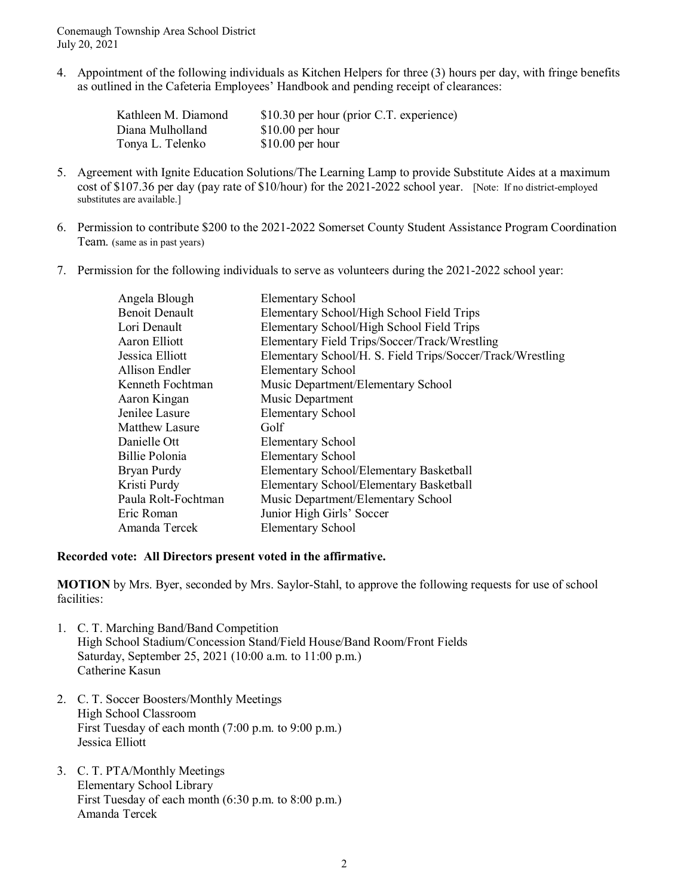4. Appointment of the following individuals as Kitchen Helpers for three (3) hours per day, with fringe benefits as outlined in the Cafeteria Employees' Handbook and pending receipt of clearances:

| | |
|---|---|
| Kathleen M. Diamond | $10.30 per hour (prior C.T. experience) |
| Diana Mulholland | $10.00 per hour |
| Tonya L. Telenko | $10.00 per hour |

5. Agreement with Ignite Education Solutions/The Learning Lamp to provide Substitute Aides at a maximum cost of $107.36 per day (pay rate of $10/hour) for the 2021-2022 school year. [Note: If no district-employed substitutes are available.]

6. Permission to contribute $200 to the 2021-2022 Somerset County Student Assistance Program Coordination Team. (same as in past years)

7. Permission for the following individuals to serve as volunteers during the 2021-2022 school year:

| | |
|---|---|
| Angela Blough | Elementary School |
| Benoit Denault | Elementary School/High School Field Trips |
| Lori Denault | Elementary School/High School Field Trips |
| Aaron Elliott | Elementary Field Trips/Soccer/Track/Wrestling |
| Jessica Elliott | Elementary School/H. S. Field Trips/Soccer/Track/Wrestling |
| Allison Endler | Elementary School |
| Kenneth Fochtman | Music Department/Elementary School |
| Aaron Kingan | Music Department |
| Jenilee Lasure | Elementary School |
| Matthew Lasure | Golf |
| Danielle Ott | Elementary School |
| Billie Polonia | Elementary School |
| Bryan Purdy | Elementary School/Elementary Basketball |
| Kristi Purdy | Elementary School/Elementary Basketball |
| Paula Rolt-Fochtman | Music Department/Elementary School |
| Eric Roman | Junior High Girls' Soccer |
| Amanda Tercek | Elementary School |

**Recorded vote: All Directors present voted in the affirmative.**

**MOTION** by Mrs. Byer, seconded by Mrs. Saylor-Stahl, to approve the following requests for use of school facilities:

1. C. T. Marching Band/Band Competition
   High School Stadium/Concession Stand/Field House/Band Room/Front Fields
   Saturday, September 25, 2021 (10:00 a.m. to 11:00 p.m.)
   Catherine Kasun

2. C. T. Soccer Boosters/Monthly Meetings
   High School Classroom
   First Tuesday of each month (7:00 p.m. to 9:00 p.m.)
   Jessica Elliott

3. C. T. PTA/Monthly Meetings
   Elementary School Library
   First Tuesday of each month (6:30 p.m. to 8:00 p.m.)
   Amanda Tercek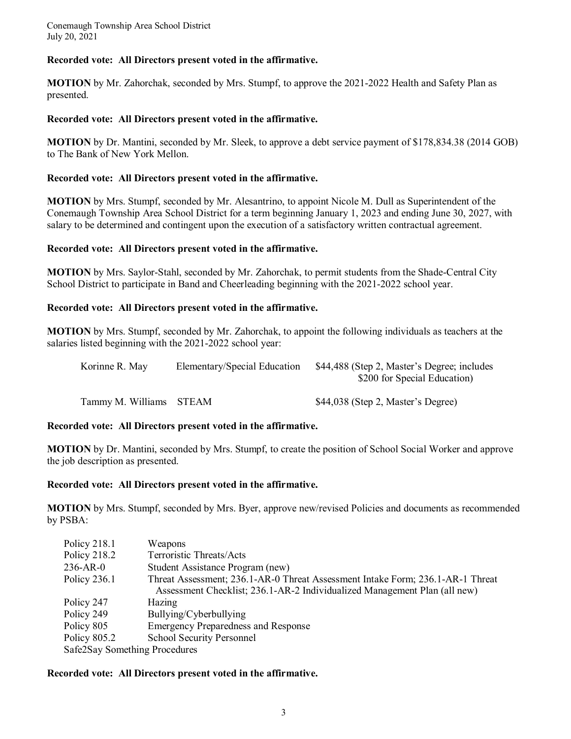**Recorded vote: All Directors present voted in the affirmative.**

**MOTION** by Mr. Zahorchak, seconded by Mrs. Stumpf, to approve the 2021-2022 Health and Safety Plan as presented.

**Recorded vote: All Directors present voted in the affirmative.**

**MOTION** by Dr. Mantini, seconded by Mr. Sleek, to approve a debt service payment of $178,834.38 (2014 GOB) to The Bank of New York Mellon.

**Recorded vote: All Directors present voted in the affirmative.**

**MOTION** by Mrs. Stumpf, seconded by Mr. Alesantrino, to appoint Nicole M. Dull as Superintendent of the Conemaugh Township Area School District for a term beginning January 1, 2023 and ending June 30, 2027, with salary to be determined and contingent upon the execution of a satisfactory written contractual agreement.

**Recorded vote: All Directors present voted in the affirmative.**

**MOTION** by Mrs. Saylor-Stahl, seconded by Mr. Zahorchak, to permit students from the Shade-Central City School District to participate in Band and Cheerleading beginning with the 2021-2022 school year.

**Recorded vote: All Directors present voted in the affirmative.**

**MOTION** by Mrs. Stumpf, seconded by Mr. Zahorchak, to appoint the following individuals as teachers at the salaries listed beginning with the 2021-2022 school year:

| | | |
|---|---|---|
| Korinne R. May | Elementary/Special Education | $44,488 (Step 2, Master's Degree; includes $200 for Special Education) |
| Tammy M. Williams | STEAM | $44,038 (Step 2, Master's Degree) |

**Recorded vote: All Directors present voted in the affirmative.**

**MOTION** by Dr. Mantini, seconded by Mrs. Stumpf, to create the position of School Social Worker and approve the job description as presented.

**Recorded vote: All Directors present voted in the affirmative.**

**MOTION** by Mrs. Stumpf, seconded by Mrs. Byer, approve new/revised Policies and documents as recommended by PSBA:

| | |
|---|---|
| Policy 218.1 | Weapons |
| Policy 218.2 | Terroristic Threats/Acts |
| 236-AR-0 | Student Assistance Program (new) |
| Policy 236.1 | Threat Assessment; 236.1-AR-0 Threat Assessment Intake Form; 236.1-AR-1 Threat Assessment Checklist; 236.1-AR-2 Individualized Management Plan (all new) |
| Policy 247 | Hazing |
| Policy 249 | Bullying/Cyberbullying |
| Policy 805 | Emergency Preparedness and Response |
| Policy 805.2 | School Security Personnel |
| Safe2Say Something Procedures | |

**Recorded vote: All Directors present voted in the affirmative.**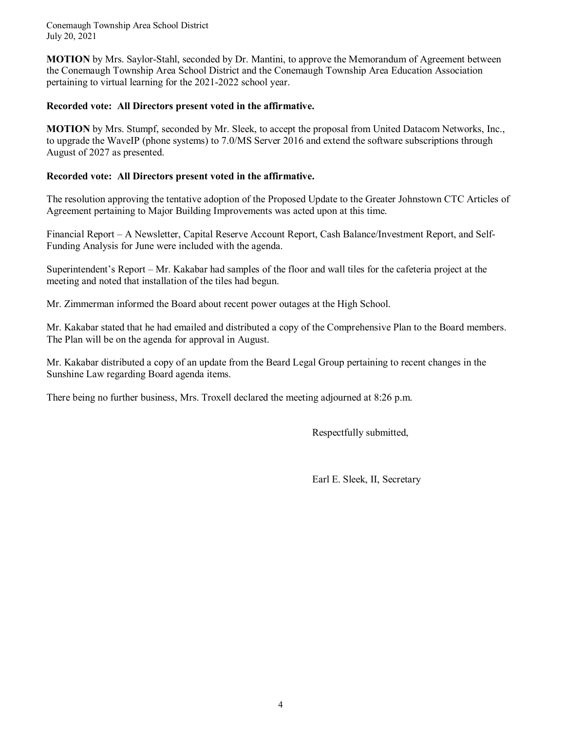**MOTION** by Mrs. Saylor-Stahl, seconded by Dr. Mantini, to approve the Memorandum of Agreement between the Conemaugh Township Area School District and the Conemaugh Township Area Education Association pertaining to virtual learning for the 2021-2022 school year.

**Recorded vote: All Directors present voted in the affirmative.**

**MOTION** by Mrs. Stumpf, seconded by Mr. Sleek, to accept the proposal from United Datacom Networks, Inc., to upgrade the WaveIP (phone systems) to 7.0/MS Server 2016 and extend the software subscriptions through August of 2027 as presented.

**Recorded vote: All Directors present voted in the affirmative.**

The resolution approving the tentative adoption of the Proposed Update to the Greater Johnstown CTC Articles of Agreement pertaining to Major Building Improvements was acted upon at this time.

Financial Report – A Newsletter, Capital Reserve Account Report, Cash Balance/Investment Report, and Self-Funding Analysis for June were included with the agenda.

Superintendent's Report – Mr. Kakabar had samples of the floor and wall tiles for the cafeteria project at the meeting and noted that installation of the tiles had begun.

Mr. Zimmerman informed the Board about recent power outages at the High School.

Mr. Kakabar stated that he had emailed and distributed a copy of the Comprehensive Plan to the Board members. The Plan will be on the agenda for approval in August.

Mr. Kakabar distributed a copy of an update from the Beard Legal Group pertaining to recent changes in the Sunshine Law regarding Board agenda items.

There being no further business, Mrs. Troxell declared the meeting adjourned at 8:26 p.m.

Respectfully submitted,

Earl E. Sleek, II, Secretary